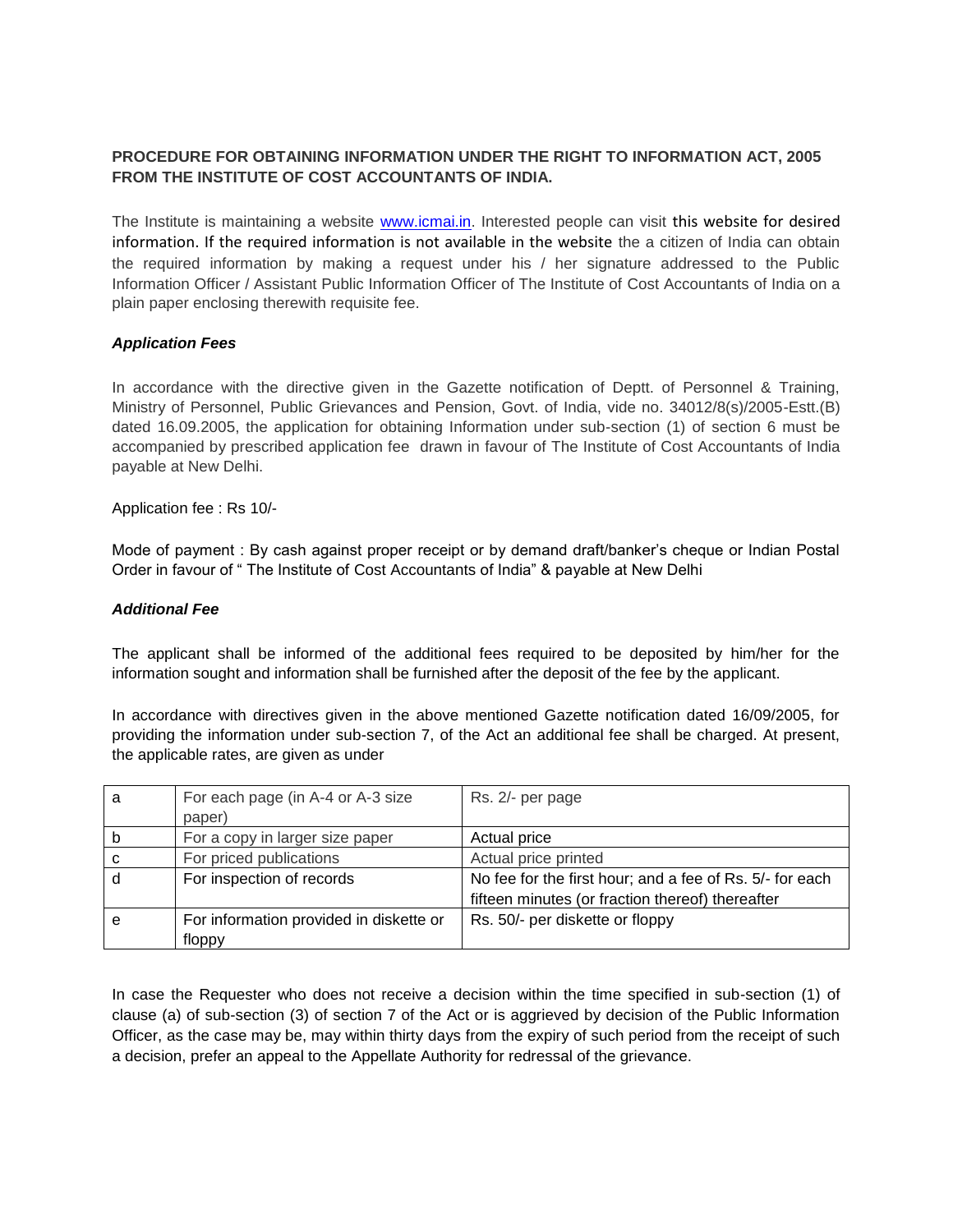**PROCEDURE FOR OBTAINING INFORMATION UNDER THE RIGHT TO INFORMATION ACT, 2005 FROM THE INSTITUTE OF COST ACCOUNTANTS OF INDIA.**

The Institute is maintaining a website www.icmai.in. Interested people can visit this website for desired information. If the required information is not available in the website the a citizen of India can obtain the required information by making a request under his / her signature addressed to the Public Information Officer / Assistant Public Information Officer of The Institute of Cost Accountants of India on a plain paper enclosing therewith requisite fee.

***Application Fees***

In accordance with the directive given in the Gazette notification of Deptt. of Personnel & Training, Ministry of Personnel, Public Grievances and Pension, Govt. of India, vide no. 34012/8(s)/2005-Estt.(B) dated 16.09.2005, the application for obtaining Information under sub-section (1) of section 6 must be accompanied by prescribed application fee drawn in favour of The Institute of Cost Accountants of India payable at New Delhi.

Application fee : Rs 10/-

Mode of payment : By cash against proper receipt or by demand draft/banker's cheque or Indian Postal Order in favour of " The Institute of Cost Accountants of India" & payable at New Delhi

***Additional Fee***

The applicant shall be informed of the additional fees required to be deposited by him/her for the information sought and information shall be furnished after the deposit of the fee by the applicant.

In accordance with directives given in the above mentioned Gazette notification dated 16/09/2005, for providing the information under sub-section 7, of the Act an additional fee shall be charged. At present, the applicable rates, are given as under

| | | |
|---|---|---|
| a | For each page (in A-4 or A-3 size paper) | Rs. 2/- per page |
| b | For a copy in larger size paper | Actual price |
| c | For priced publications | Actual price printed |
| d | For inspection of records | No fee for the first hour; and a fee of Rs. 5/- for each fifteen minutes (or fraction thereof) thereafter |
| e | For information provided in diskette or floppy | Rs. 50/- per diskette or floppy |

In case the Requester who does not receive a decision within the time specified in sub-section (1) of clause (a) of sub-section (3) of section 7 of the Act or is aggrieved by decision of the Public Information Officer, as the case may be, may within thirty days from the expiry of such period from the receipt of such a decision, prefer an appeal to the Appellate Authority for redressal of the grievance.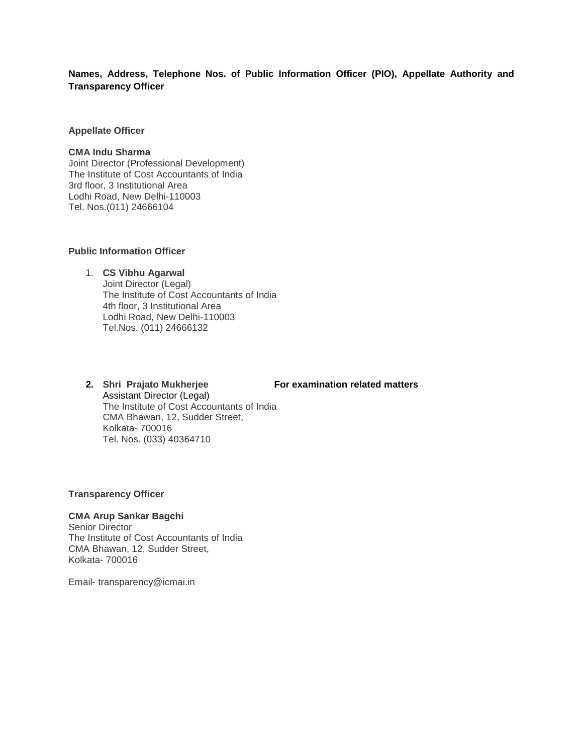**Names, Address, Telephone Nos. of Public Information Officer (PIO), Appellate Authority and Transparency Officer**

**Appellate Officer**

**CMA Indu Sharma**
Joint Director (Professional Development)
The Institute of Cost Accountants of India
3rd floor, 3 Institutional Area
Lodhi Road, New Delhi-110003
Tel. Nos.(011) 24666104

**Public Information Officer**

1. **CS Vibhu Agarwal**
   Joint Director (Legal)
   The Institute of Cost Accountants of India
   4th floor, 3 Institutional Area
   Lodhi Road, New Delhi-110003
   Tel.Nos. (011) 24666132

2. **Shri Prajato Mukherjee** **For examination related matters**
   Assistant Director (Legal)
   The Institute of Cost Accountants of India
   CMA Bhawan, 12, Sudder Street,
   Kolkata- 700016
   Tel. Nos. (033) 40364710

**Transparency Officer**

**CMA Arup Sankar Bagchi**
Senior Director
The Institute of Cost Accountants of India
CMA Bhawan, 12, Sudder Street,
Kolkata- 700016

Email- transparency@icmai.in